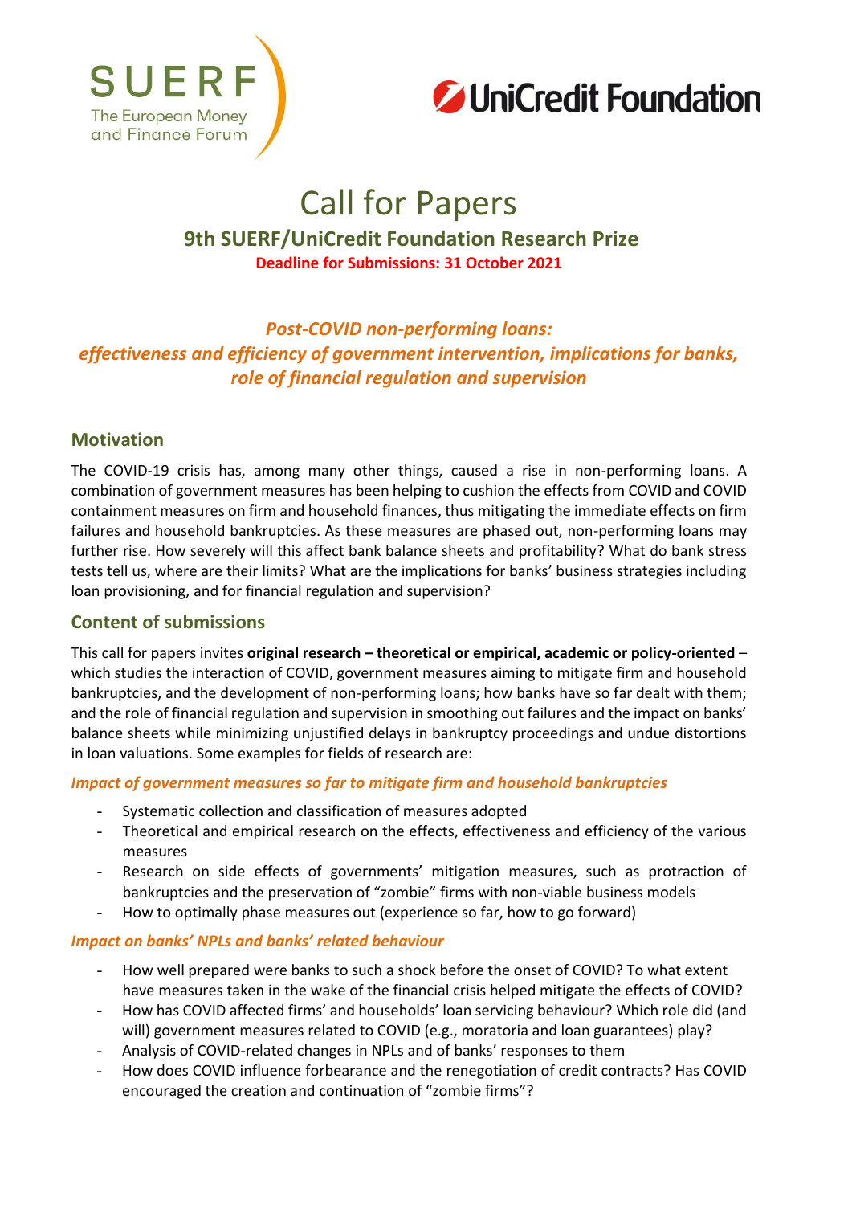SUERF
The European Money and Finance Forum

UniCredit Foundation

# Call for Papers

## 9th SUERF/UniCredit Foundation Research Prize

**Deadline for Submissions: 31 October 2021**

***Post-COVID non-performing loans: effectiveness and efficiency of government intervention, implications for banks, role of financial regulation and supervision***

## Motivation

The COVID-19 crisis has, among many other things, caused a rise in non-performing loans. A combination of government measures has been helping to cushion the effects from COVID and COVID containment measures on firm and household finances, thus mitigating the immediate effects on firm failures and household bankruptcies. As these measures are phased out, non-performing loans may further rise. How severely will this affect bank balance sheets and profitability? What do bank stress tests tell us, where are their limits? What are the implications for banks' business strategies including loan provisioning, and for financial regulation and supervision?

## Content of submissions

This call for papers invites **original research – theoretical or empirical, academic or policy-oriented** – which studies the interaction of COVID, government measures aiming to mitigate firm and household bankruptcies, and the development of non-performing loans; how banks have so far dealt with them; and the role of financial regulation and supervision in smoothing out failures and the impact on banks' balance sheets while minimizing unjustified delays in bankruptcy proceedings and undue distortions in loan valuations. Some examples for fields of research are:

### *Impact of government measures so far to mitigate firm and household bankruptcies*

- Systematic collection and classification of measures adopted
- Theoretical and empirical research on the effects, effectiveness and efficiency of the various measures
- Research on side effects of governments' mitigation measures, such as protraction of bankruptcies and the preservation of "zombie" firms with non-viable business models
- How to optimally phase measures out (experience so far, how to go forward)

### *Impact on banks' NPLs and banks' related behaviour*

- How well prepared were banks to such a shock before the onset of COVID? To what extent have measures taken in the wake of the financial crisis helped mitigate the effects of COVID?
- How has COVID affected firms' and households' loan servicing behaviour? Which role did (and will) government measures related to COVID (e.g., moratoria and loan guarantees) play?
- Analysis of COVID-related changes in NPLs and of banks' responses to them
- How does COVID influence forbearance and the renegotiation of credit contracts? Has COVID encouraged the creation and continuation of "zombie firms"?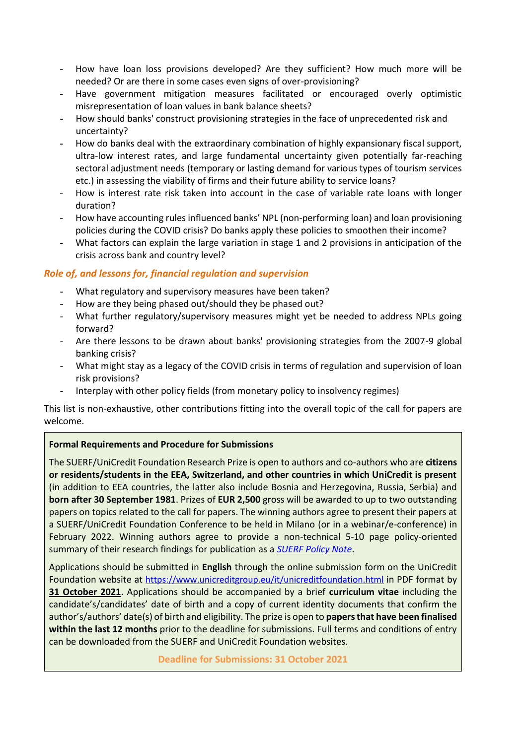- How have loan loss provisions developed? Are they sufficient? How much more will be needed? Or are there in some cases even signs of over-provisioning?
- Have government mitigation measures facilitated or encouraged overly optimistic misrepresentation of loan values in bank balance sheets?
- How should banks' construct provisioning strategies in the face of unprecedented risk and uncertainty?
- How do banks deal with the extraordinary combination of highly expansionary fiscal support, ultra-low interest rates, and large fundamental uncertainty given potentially far-reaching sectoral adjustment needs (temporary or lasting demand for various types of tourism services etc.) in assessing the viability of firms and their future ability to service loans?
- How is interest rate risk taken into account in the case of variable rate loans with longer duration?
- How have accounting rules influenced banks' NPL (non-performing loan) and loan provisioning policies during the COVID crisis? Do banks apply these policies to smoothen their income?
- What factors can explain the large variation in stage 1 and 2 provisions in anticipation of the crisis across bank and country level?

### *Role of, and lessons for, financial regulation and supervision*

- What regulatory and supervisory measures have been taken?
- How are they being phased out/should they be phased out?
- What further regulatory/supervisory measures might yet be needed to address NPLs going forward?
- Are there lessons to be drawn about banks' provisioning strategies from the 2007-9 global banking crisis?
- What might stay as a legacy of the COVID crisis in terms of regulation and supervision of loan risk provisions?
- Interplay with other policy fields (from monetary policy to insolvency regimes)

This list is non-exhaustive, other contributions fitting into the overall topic of the call for papers are welcome.

**Formal Requirements and Procedure for Submissions**

The SUERF/UniCredit Foundation Research Prize is open to authors and co-authors who are **citizens or residents/students in the EEA, Switzerland, and other countries in which UniCredit is present** (in addition to EEA countries, the latter also include Bosnia and Herzegovina, Russia, Serbia) and **born after 30 September 1981**. Prizes of **EUR 2,500** gross will be awarded to up to two outstanding papers on topics related to the call for papers. The winning authors agree to present their papers at a SUERF/UniCredit Foundation Conference to be held in Milano (or in a webinar/e-conference) in February 2022. Winning authors agree to provide a non-technical 5-10 page policy-oriented summary of their research findings for publication as a *SUERF Policy Note*.

Applications should be submitted in **English** through the online submission form on the UniCredit Foundation website at https://www.unicreditgroup.eu/it/unicreditfoundation.html in PDF format by **31 October 2021**. Applications should be accompanied by a brief **curriculum vitae** including the candidate's/candidates' date of birth and a copy of current identity documents that confirm the author's/authors' date(s) of birth and eligibility. The prize is open to **papers that have been finalised within the last 12 months** prior to the deadline for submissions. Full terms and conditions of entry can be downloaded from the SUERF and UniCredit Foundation websites.

**Deadline for Submissions: 31 October 2021**